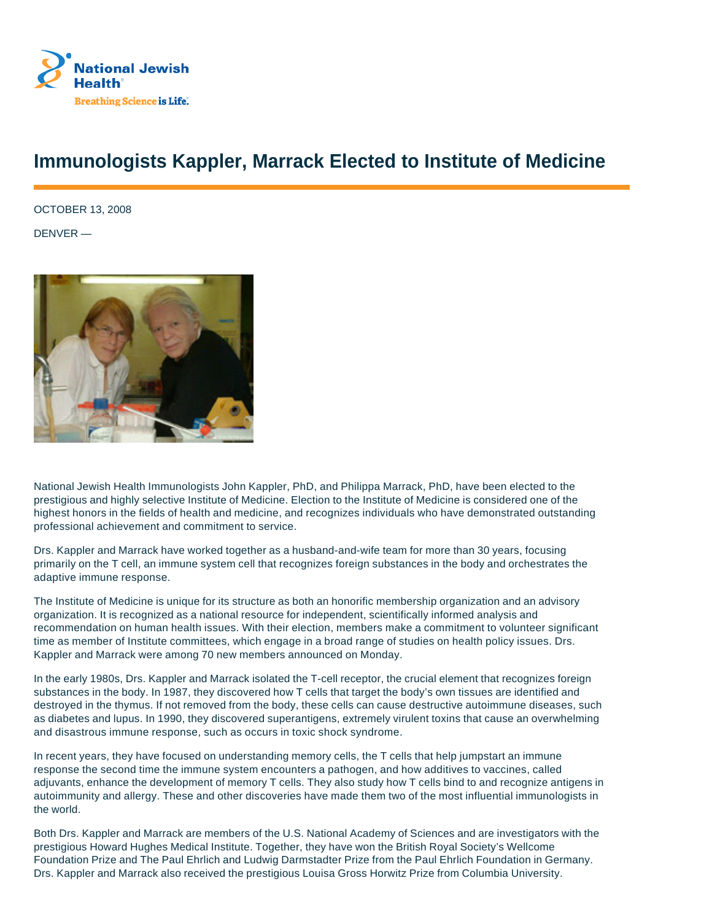National Jewish Health
Breathing Science is Life.

# Immunologists Kappler, Marrack Elected to Institute of Medicine

OCTOBER 13, 2008

DENVER —

National Jewish Health Immunologists John Kappler, PhD, and Philippa Marrack, PhD, have been elected to the prestigious and highly selective Institute of Medicine. Election to the Institute of Medicine is considered one of the highest honors in the fields of health and medicine, and recognizes individuals who have demonstrated outstanding professional achievement and commitment to service.

Drs. Kappler and Marrack have worked together as a husband-and-wife team for more than 30 years, focusing primarily on the T cell, an immune system cell that recognizes foreign substances in the body and orchestrates the adaptive immune response.

The Institute of Medicine is unique for its structure as both an honorific membership organization and an advisory organization. It is recognized as a national resource for independent, scientifically informed analysis and recommendation on human health issues. With their election, members make a commitment to volunteer significant time as member of Institute committees, which engage in a broad range of studies on health policy issues. Drs. Kappler and Marrack were among 70 new members announced on Monday.

In the early 1980s, Drs. Kappler and Marrack isolated the T-cell receptor, the crucial element that recognizes foreign substances in the body. In 1987, they discovered how T cells that target the body's own tissues are identified and destroyed in the thymus. If not removed from the body, these cells can cause destructive autoimmune diseases, such as diabetes and lupus. In 1990, they discovered superantigens, extremely virulent toxins that cause an overwhelming and disastrous immune response, such as occurs in toxic shock syndrome.

In recent years, they have focused on understanding memory cells, the T cells that help jumpstart an immune response the second time the immune system encounters a pathogen, and how additives to vaccines, called adjuvants, enhance the development of memory T cells. They also study how T cells bind to and recognize antigens in autoimmunity and allergy. These and other discoveries have made them two of the most influential immunologists in the world.

Both Drs. Kappler and Marrack are members of the U.S. National Academy of Sciences and are investigators with the prestigious Howard Hughes Medical Institute. Together, they have won the British Royal Society's Wellcome Foundation Prize and The Paul Ehrlich and Ludwig Darmstadter Prize from the Paul Ehrlich Foundation in Germany. Drs. Kappler and Marrack also received the prestigious Louisa Gross Horwitz Prize from Columbia University.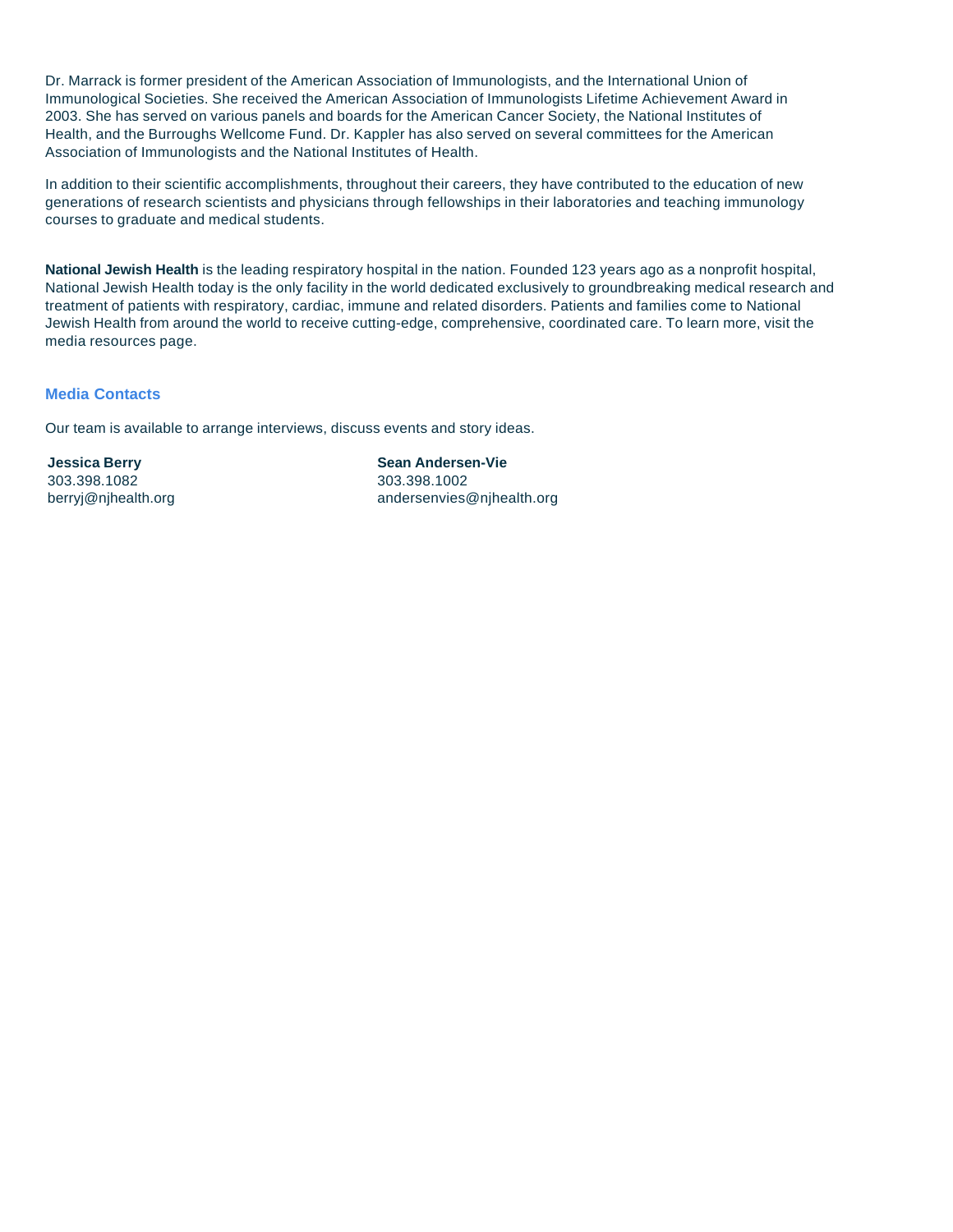Dr. Marrack is former president of the American Association of Immunologists, and the International Union of Immunological Societies. She received the American Association of Immunologists Lifetime Achievement Award in 2003. She has served on various panels and boards for the American Cancer Society, the National Institutes of Health, and the Burroughs Wellcome Fund. Dr. Kappler has also served on several committees for the American Association of Immunologists and the National Institutes of Health.

In addition to their scientific accomplishments, throughout their careers, they have contributed to the education of new generations of research scientists and physicians through fellowships in their laboratories and teaching immunology courses to graduate and medical students.

**National Jewish Health** is the leading respiratory hospital in the nation. Founded 123 years ago as a nonprofit hospital, National Jewish Health today is the only facility in the world dedicated exclusively to groundbreaking medical research and treatment of patients with respiratory, cardiac, immune and related disorders. Patients and families come to National Jewish Health from around the world to receive cutting-edge, comprehensive, coordinated care. To learn more, visit the media resources page.

## Media Contacts

Our team is available to arrange interviews, discuss events and story ideas.

**Jessica Berry**
303.398.1082
berryj@njhealth.org

**Sean Andersen-Vie**
303.398.1002
andersenvies@njhealth.org